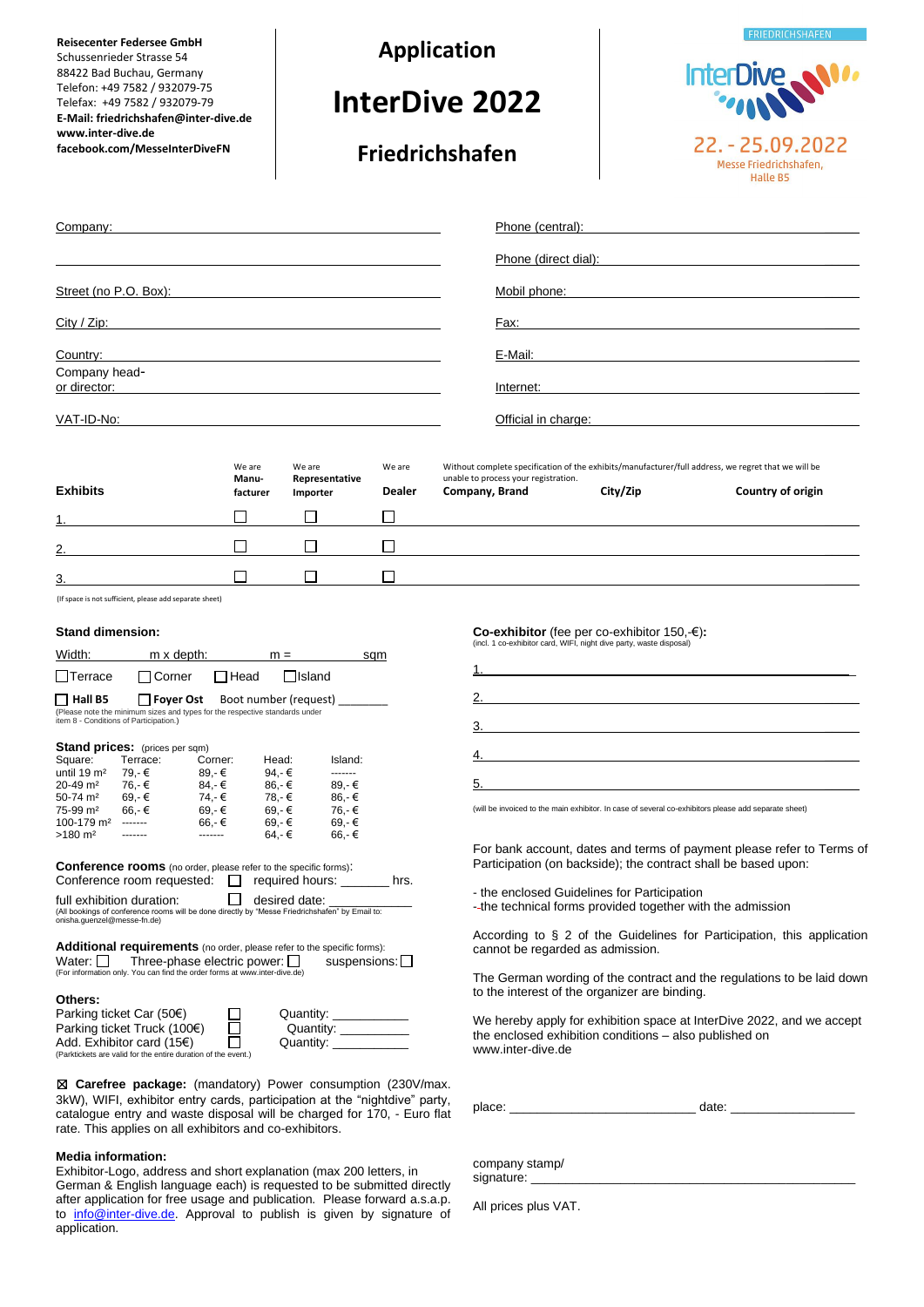**Reisecenter Federsee GmbH**
Schussenrieder Strasse 54
88422 Bad Buchau, Germany
Telefon: +49 7582 / 932079-75
Telefax: +49 7582 / 932079-79
**E-Mail: friedrichshafen@inter-dive.de**
**www.inter-dive.de**
**facebook.com/MesseInterDiveFN**

# Application

# InterDive 2022

## Friedrichshafen

FRIEDRICHSHAFEN
InterDive
22. - 25.09.2022
Messe Friedrichshafen, Halle B5

Company: ______________________________

______________________________

Street (no P.O. Box): ______________________________

City / Zip: ______________________________

Country: ______________________________

Company head-
or director: ______________________________

VAT-ID-No: ______________________________

Phone (central): ______________________________

Phone (direct dial): ______________________________

Mobil phone: ______________________________

Fax: ______________________________

E-Mail: ______________________________

Internet: ______________________________

Official in charge: ______________________________

Without complete specification of the exhibits/manufacturer/full address, we regret that we will be unable to process your registration.

| **Exhibits** | We are Manu-facturer | We are Representative Importer | We are Dealer | **Company, Brand** | **City/Zip** | **Country of origin** |
|---|---|---|---|---|---|---|
| 1. | ☐ | ☐ | ☐ | | | |
| 2. | ☐ | ☐ | ☐ | | | |
| 3. | ☐ | ☐ | ☐ | | | |

(If space is not sufficient, please add separate sheet)

### Stand dimension:

Width: ______ m x depth: ______ m = ______ sqm

☐ Terrace ☐ Corner ☐ Head ☐ Island

☐ **Hall B5** ☐ **Foyer Ost** Boot number (request) ________

(Please note the minimum sizes and types for the respective standards under item 8 - Conditions of Participation.)

**Stand prices:** (prices per sqm)

| Square: | Terrace: | Corner: | Head: | Island: |
|---|---|---|---|---|
| until 19 m² | 79,- € | 89,- € | 94,- € | ------- |
| 20-49 m² | 76,- € | 84,- € | 86,- € | 89,- € |
| 50-74 m² | 69,- € | 74,- € | 78,- € | 86,- € |
| 75-99 m² | 66,- € | 69,- € | 69,- € | 76,- € |
| 100-179 m² | ------- | 66,- € | 69,- € | 69,- € |
| >180 m² | ------- | ------- | 64,- € | 66,- € |

**Conference rooms** (no order, please refer to the specific forms):
Conference room requested: ☐ required hours: _______ hrs.

full exhibition duration: ☐ desired date: ____________
(All bookings of conference rooms will be done directly by "Messe Friedrichshafen" by Email to: onisha.guenzel@messe-fn.de)

**Additional requirements** (no order, please refer to the specific forms):
Water: ☐ Three-phase electric power: ☐ suspensions: ☐
(For information only. You can find the order forms at www.inter-dive.de)

**Others:**
Parking ticket Car (50€) ☐ Quantity: ___________
Parking ticket Truck (100€) ☐ Quantity: ___________
Add. Exhibitor card (15€) ☐ Quantity: ___________
(Parktickets are valid for the entire duration of the event.)

☒ **Carefree package:** (mandatory) Power consumption (230V/max. 3kW), WIFI, exhibitor entry cards, participation at the "nightdive" party, catalogue entry and waste disposal will be charged for 170, - Euro flat rate. This applies on all exhibitors and co-exhibitors.

**Media information:**
Exhibitor-Logo, address and short explanation (max 200 letters, in German & English language each) is requested to be submitted directly after application for free usage and publication. Please forward a.s.a.p. to info@inter-dive.de. Approval to publish is given by signature of application.

**Co-exhibitor** (fee per co-exhibitor 150,-€)**:**
(incl. 1 co-exhibitor card, WIFI, night dive party, waste disposal)

1. ______________________________
2. ______________________________
3. ______________________________
4. ______________________________
5. ______________________________

(will be invoiced to the main exhibitor. In case of several co-exhibitors please add separate sheet)

For bank account, dates and terms of payment please refer to Terms of Participation (on backside); the contract shall be based upon:

- the enclosed Guidelines for Participation
- the technical forms provided together with the admission

According to § 2 of the Guidelines for Participation, this application cannot be regarded as admission.

The German wording of the contract and the regulations to be laid down to the interest of the organizer are binding.

We hereby apply for exhibition space at InterDive 2022, and we accept the enclosed exhibition conditions – also published on www.inter-dive.de

place: __________________________ date: _________________

company stamp/
signature: ______________________________

All prices plus VAT.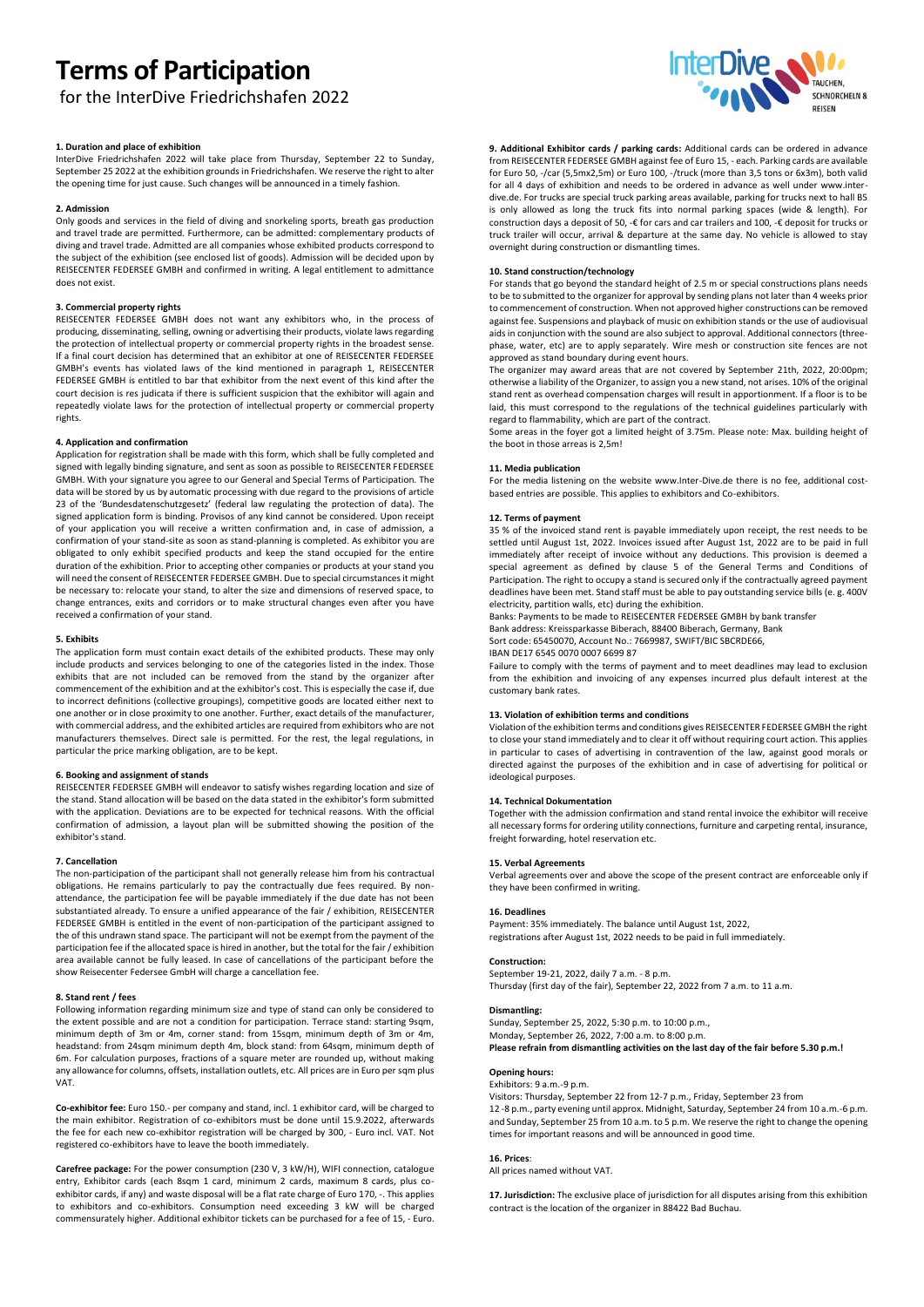# Terms of Participation

for the InterDive Friedrichshafen 2022

**1. Duration and place of exhibition**

InterDive Friedrichshafen 2022 will take place from Thursday, September 22 to Sunday, September 25 2022 at the exhibition grounds in Friedrichshafen. We reserve the right to alter the opening time for just cause. Such changes will be announced in a timely fashion.

**2. Admission**

Only goods and services in the field of diving and snorkeling sports, breath gas production and travel trade are permitted. Furthermore, can be admitted: complementary products of diving and travel trade. Admitted are all companies whose exhibited products correspond to the subject of the exhibition (see enclosed list of goods). Admission will be decided upon by REISECENTER FEDERSEE GMBH and confirmed in writing. A legal entitlement to admittance does not exist.

**3. Commercial property rights**

REISECENTER FEDERSEE GMBH does not want any exhibitors who, in the process of producing, disseminating, selling, owning or advertising their products, violate laws regarding the protection of intellectual property or commercial property rights in the broadest sense. If a final court decision has determined that an exhibitor at one of REISECENTER FEDERSEE GMBH's events has violated laws of the kind mentioned in paragraph 1, REISECENTER FEDERSEE GMBH is entitled to bar that exhibitor from the next event of this kind after the court decision is res judicata if there is sufficient suspicion that the exhibitor will again and repeatedly violate laws for the protection of intellectual property or commercial property rights.

**4. Application and confirmation**

Application for registration shall be made with this form, which shall be fully completed and signed with legally binding signature, and sent as soon as possible to REISECENTER FEDERSEE GMBH. With your signature you agree to our General and Special Terms of Participation. The data will be stored by us by automatic processing with due regard to the provisions of article 23 of the 'Bundesdatenschutzgesetz' (federal law regulating the protection of data). The signed application form is binding. Provisos of any kind cannot be considered. Upon receipt of your application you will receive a written confirmation and, in case of admission, a confirmation of your stand-site as soon as stand-planning is completed. As exhibitor you are obligated to only exhibit specified products and keep the stand occupied for the entire duration of the exhibition. Prior to accepting other companies or products at your stand you will need the consent of REISECENTER FEDERSEE GMBH. Due to special circumstances it might be necessary to: relocate your stand, to alter the size and dimensions of reserved space, to change entrances, exits and corridors or to make structural changes even after you have received a confirmation of your stand.

**5. Exhibits**

The application form must contain exact details of the exhibited products. These may only include products and services belonging to one of the categories listed in the index. Those exhibits that are not included can be removed from the stand by the organizer after commencement of the exhibition and at the exhibitor's cost. This is especially the case if, due to incorrect definitions (collective groupings), competitive goods are located either next to one another or in close proximity to one another. Further, exact details of the manufacturer, with commercial address, and the exhibited articles are required from exhibitors who are not manufacturers themselves. Direct sale is permitted. For the rest, the legal regulations, in particular the price marking obligation, are to be kept.

**6. Booking and assignment of stands**

REISECENTER FEDERSEE GMBH will endeavor to satisfy wishes regarding location and size of the stand. Stand allocation will be based on the data stated in the exhibitor's form submitted with the application. Deviations are to be expected for technical reasons. With the official confirmation of admission, a layout plan will be submitted showing the position of the exhibitor's stand.

**7. Cancellation**

The non-participation of the participant shall not generally release him from his contractual obligations. He remains particularly to pay the contractually due fees required. By non-attendance, the participation fee will be payable immediately if the due date has not been substantiated already. To ensure a unified appearance of the fair / exhibition, REISECENTER FEDERSEE GMBH is entitled in the event of non-participation of the participant assigned to the of this undrawn stand space. The participant will not be exempt from the payment of the participation fee if the allocated space is hired in another, but the total for the fair / exhibition area available cannot be fully leased. In case of cancellations of the participant before the show Reisecenter Federsee GmbH will charge a cancellation fee.

**8. Stand rent / fees**

Following information regarding minimum size and type of stand can only be considered to the extent possible and are not a condition for participation. Terrace stand: starting 9sqm, minimum depth of 3m or 4m, corner stand: from 15sqm, minimum depth of 3m or 4m, headstand: from 24sqm minimum depth 4m, block stand: from 64sqm, minimum depth of 6m. For calculation purposes, fractions of a square meter are rounded up, without making any allowance for columns, offsets, installation outlets, etc. All prices are in Euro per sqm plus VAT.

**Co-exhibitor fee:** Euro 150.- per company and stand, incl. 1 exhibitor card, will be charged to the main exhibitor. Registration of co-exhibitors must be done until 15.9.2022, afterwards the fee for each new co-exhibitor registration will be charged by 300, - Euro incl. VAT. Not registered co-exhibitors have to leave the booth immediately.

**Carefree package:** For the power consumption (230 V, 3 kW/H), WIFI connection, catalogue entry, Exhibitor cards (each 8sqm 1 card, minimum 2 cards, maximum 8 cards, plus co-exhibitor cards, if any) and waste disposal will be a flat rate charge of Euro 170, -. This applies to exhibitors and co-exhibitors. Consumption need exceeding 3 kW will be charged commensurately higher. Additional exhibitor tickets can be purchased for a fee of 15, - Euro.

**9. Additional Exhibitor cards / parking cards:** Additional cards can be ordered in advance from REISECENTER FEDERSEE GMBH against fee of Euro 15, - each. Parking cards are available for Euro 50, -/car (5,5mx2,5m) or Euro 100, -/truck (more than 3,5 tons or 6x3m), both valid for all 4 days of exhibition and needs to be ordered in advance as well under www.inter-dive.de. For trucks are special truck parking areas available, parking for trucks next to hall B5 is only allowed as long the truck fits into normal parking spaces (wide & length). For construction days a deposit of 50, -€ for cars and car trailers and 100, -€ deposit for trucks or truck trailer will occur, arrival & departure at the same day. No vehicle is allowed to stay overnight during construction or dismantling times.

**10. Stand construction/technology**

For stands that go beyond the standard height of 2.5 m or special constructions plans needs to be to be submitted to the organizer for approval by sending plans not later than 4 weeks prior to commencement of construction. When not approved higher constructions can be removed against fee. Suspensions and playback of music on exhibition stands or the use of audiovisual aids in conjunction with the sound are also subject to approval. Additional connectors (three-phase, water, etc) are to apply separately. Wire mesh or construction site fences are not approved as stand boundary during event hours.

The organizer may award areas that are not covered by September 21th, 2022, 20:00pm; otherwise a liability of the Organizer, to assign you a new stand, not arises. 10% of the original stand rent as overhead compensation charges will result in apportionment. If a floor is to be laid, this must correspond to the regulations of the technical guidelines particularly with regard to flammability, which are part of the contract.

Some areas in the foyer got a limited height of 3.75m. Please note: Max. building height of the boot in those arreas is 2,5m!

**11. Media publication**

For the media listening on the website www.Inter-Dive.de there is no fee, additional cost-based entries are possible. This applies to exhibitors and Co-exhibitors.

**12. Terms of payment**

35 % of the invoiced stand rent is payable immediately upon receipt, the rest needs to be settled until August 1st, 2022. Invoices issued after August 1st, 2022 are to be paid in full immediately after receipt of invoice without any deductions. This provision is deemed a special agreement as defined by clause 5 of the General Terms and Conditions of Participation. The right to occupy a stand is secured only if the contractually agreed payment deadlines have been met. Stand staff must be able to pay outstanding service bills (e. g. 400V electricity, partition walls, etc) during the exhibition.

Banks: Payments to be made to REISECENTER FEDERSEE GMBH by bank transfer

Bank address: Kreissparkasse Biberach, 88400 Biberach, Germany, Bank

Sort code: 65450070, Account No.: 7669987, SWIFT/BIC SBCRDE66,

IBAN DE17 6545 0070 0007 6699 87

Failure to comply with the terms of payment and to meet deadlines may lead to exclusion from the exhibition and invoicing of any expenses incurred plus default interest at the customary bank rates.

**13. Violation of exhibition terms and conditions**

Violation of the exhibition terms and conditions gives REISECENTER FEDERSEE GMBH the right to close your stand immediately and to clear it off without requiring court action. This applies in particular to cases of advertising in contravention of the law, against good morals or directed against the purposes of the exhibition and in case of advertising for political or ideological purposes.

**14. Technical Dokumentation**

Together with the admission confirmation and stand rental invoice the exhibitor will receive all necessary forms for ordering utility connections, furniture and carpeting rental, insurance, freight forwarding, hotel reservation etc.

**15. Verbal Agreements**

Verbal agreements over and above the scope of the present contract are enforceable only if they have been confirmed in writing.

**16. Deadlines**

Payment: 35% immediately. The balance until August 1st, 2022,
registrations after August 1st, 2022 needs to be paid in full immediately.

**Construction:**

September 19-21, 2022, daily 7 a.m. - 8 p.m.
Thursday (first day of the fair), September 22, 2022 from 7 a.m. to 11 a.m.

**Dismantling:**

Sunday, September 25, 2022, 5:30 p.m. to 10:00 p.m.,
Monday, September 26, 2022, 7:00 a.m. to 8:00 p.m.
**Please refrain from dismantling activities on the last day of the fair before 5.30 p.m.!**

**Opening hours:**

Exhibitors: 9 a.m.-9 p.m.

Visitors: Thursday, September 22 from 12-7 p.m., Friday, September 23 from 12 -8 p.m., party evening until approx. Midnight, Saturday, September 24 from 10 a.m.-6 p.m. and Sunday, September 25 from 10 a.m. to 5 p.m. We reserve the right to change the opening times for important reasons and will be announced in good time.

**16. Prices**:

All prices named without VAT.

**17. Jurisdiction:** The exclusive place of jurisdiction for all disputes arising from this exhibition contract is the location of the organizer in 88422 Bad Buchau.